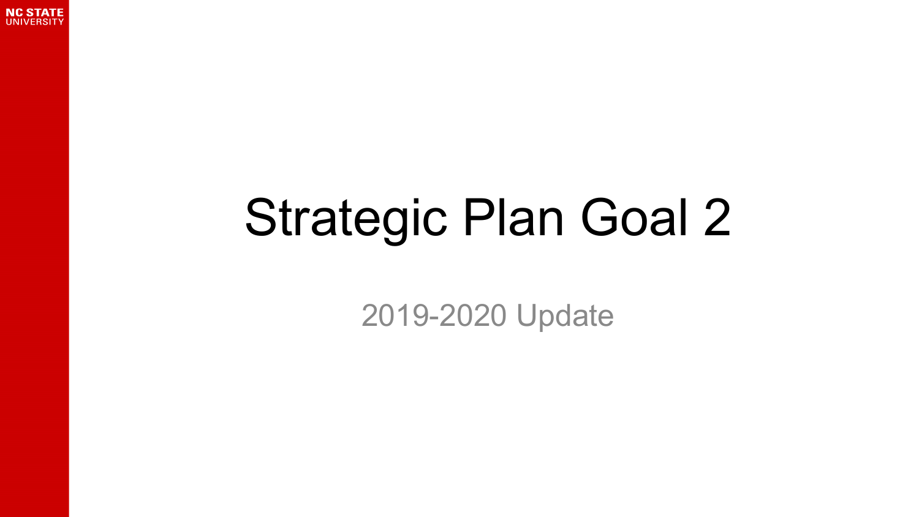# Strategic Plan Goal 2

2019-2020 Update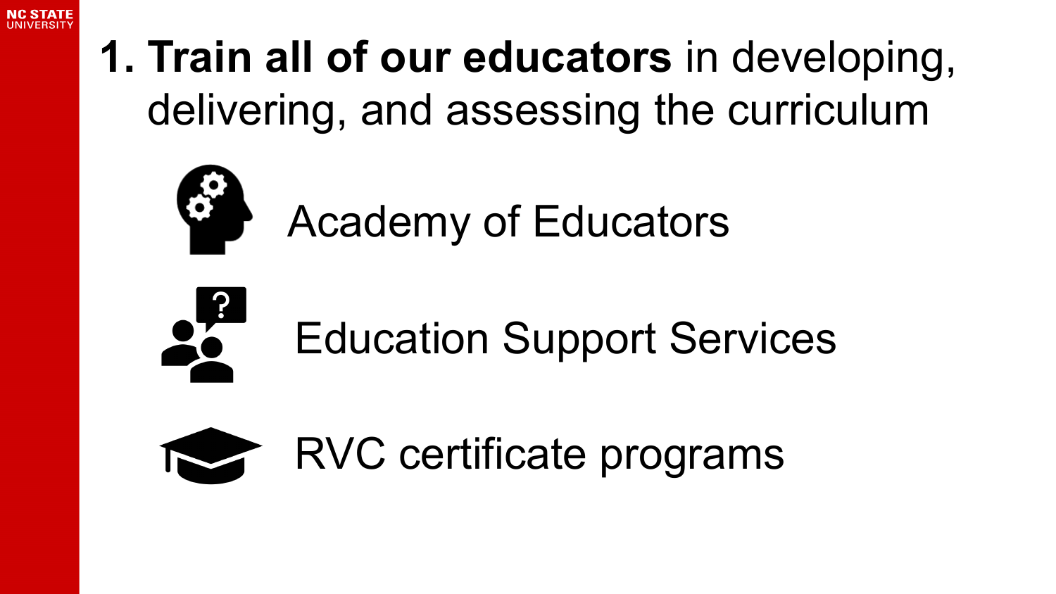# 1. **Train all of our educators** in developing, delivering, and assessing the curriculum

- Academy of Educators
- Education Support Services
- RVC certificate programs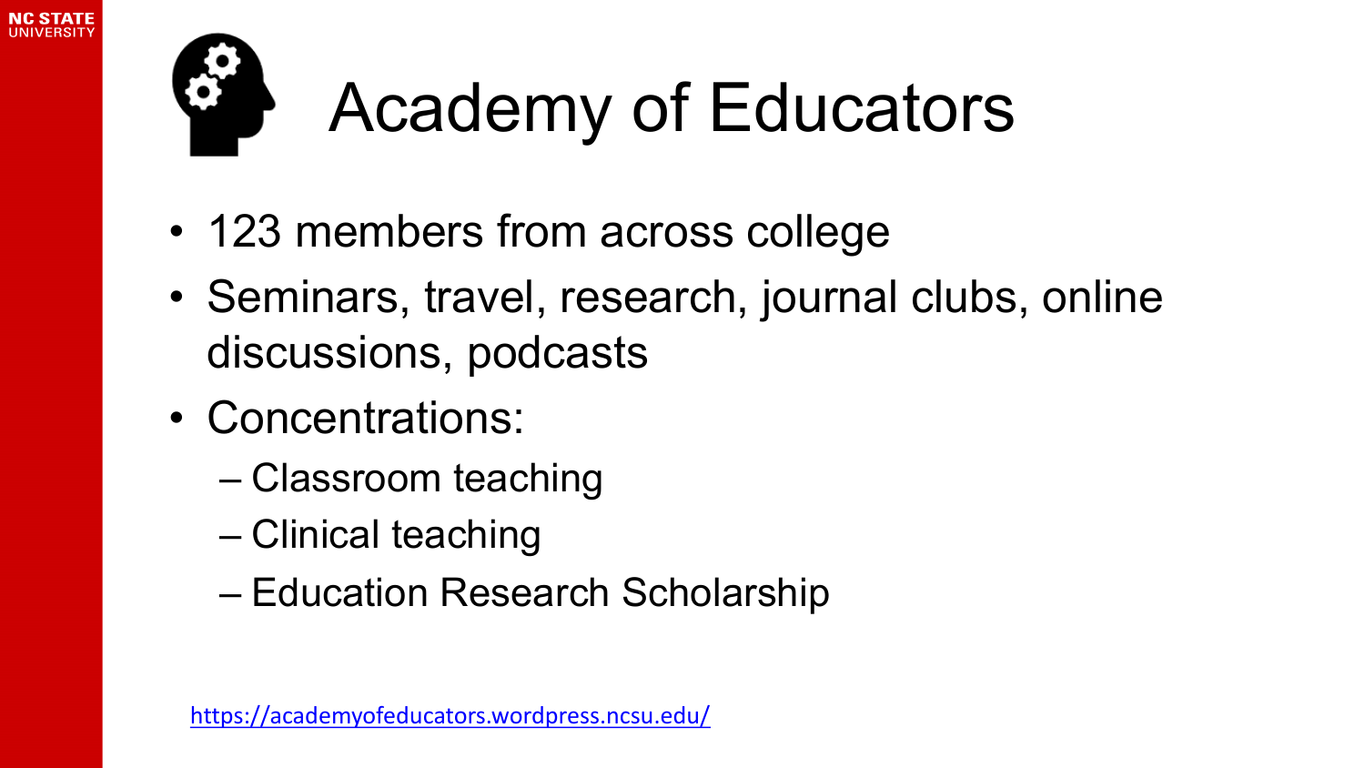# Academy of Educators

- 123 members from across college
- Seminars, travel, research, journal clubs, online discussions, podcasts
- Concentrations:
  - Classroom teaching
  - Clinical teaching
  - Education Research Scholarship

https://academyofeducators.wordpress.ncsu.edu/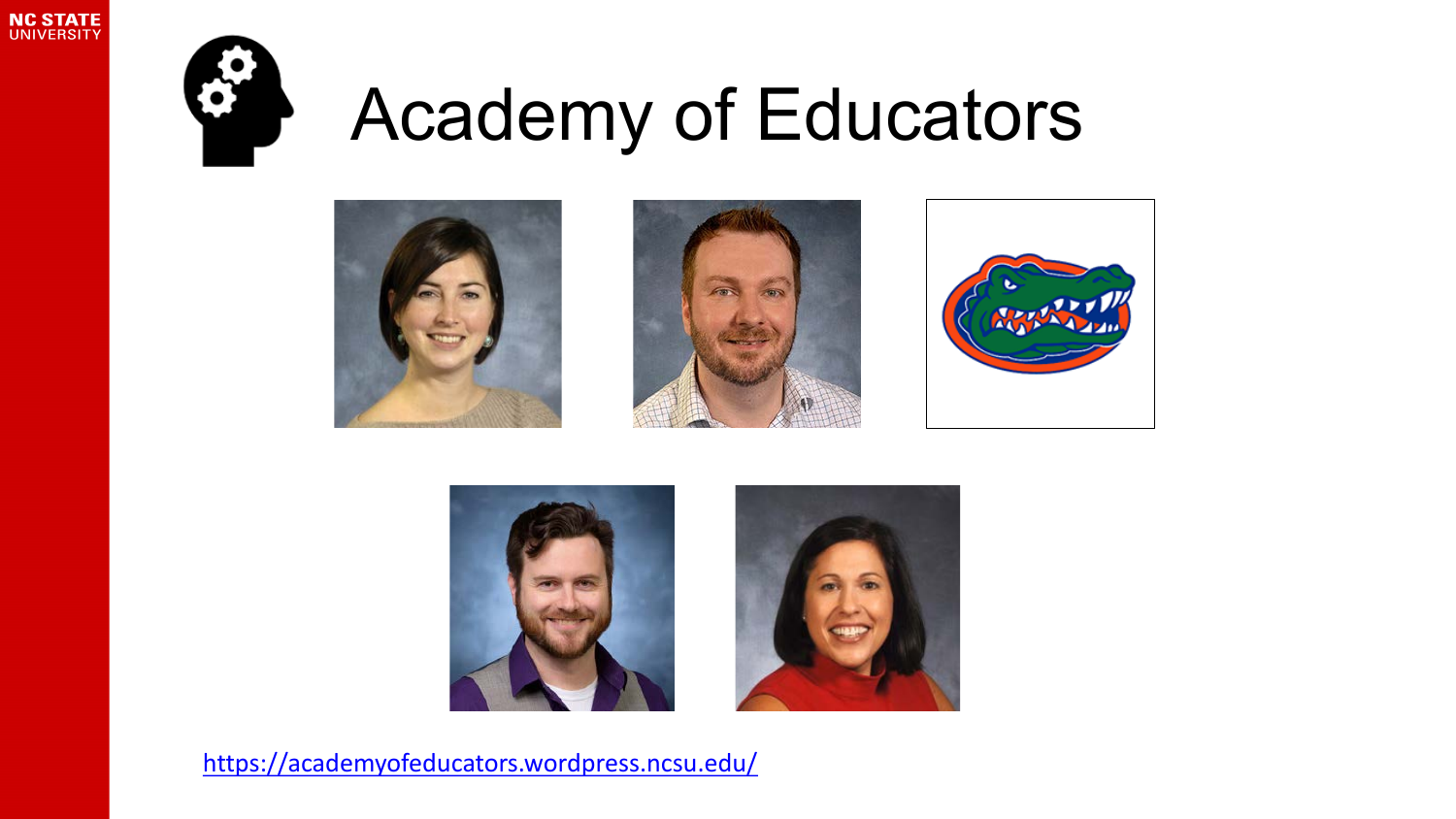# Academy of Educators

https://academyofeducators.wordpress.ncsu.edu/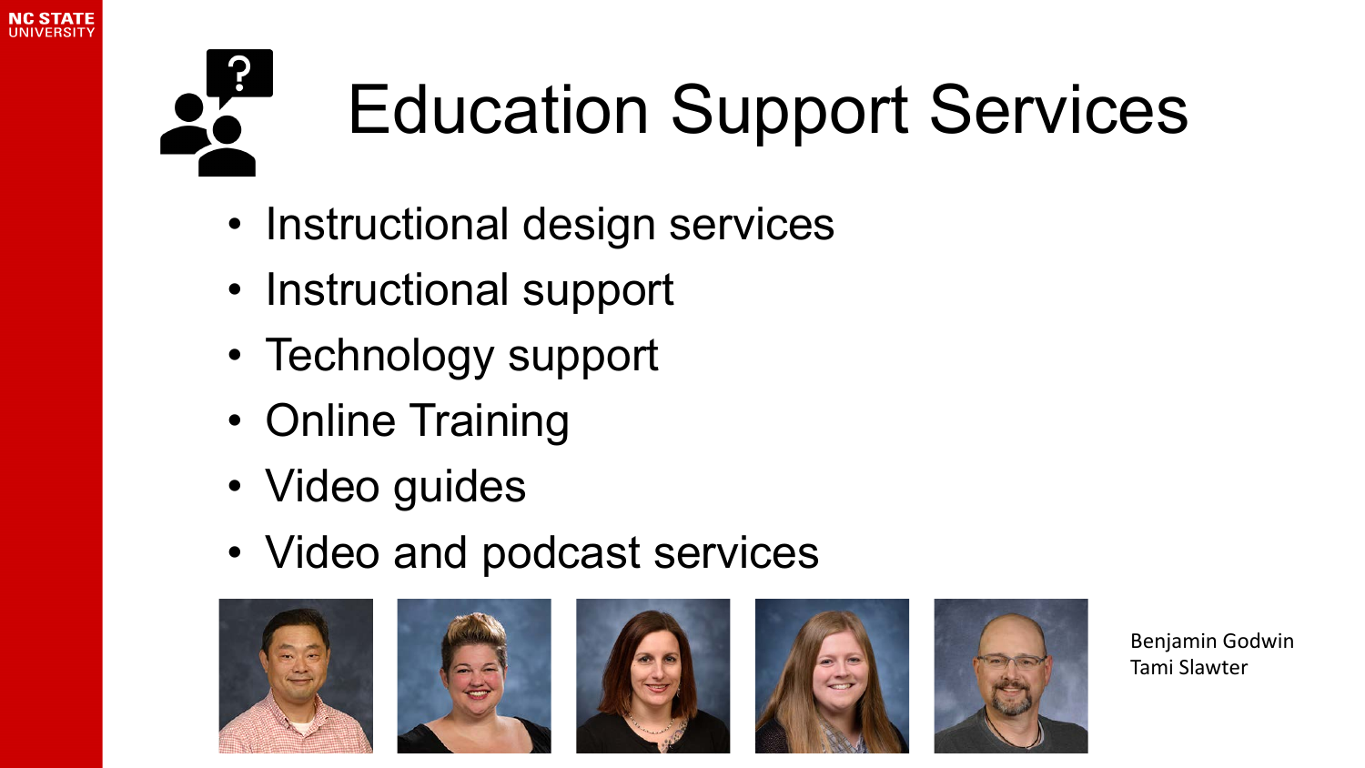# Education Support Services

- Instructional design services
- Instructional support
- Technology support
- Online Training
- Video guides
- Video and podcast services

Benjamin Godwin
Tami Slawter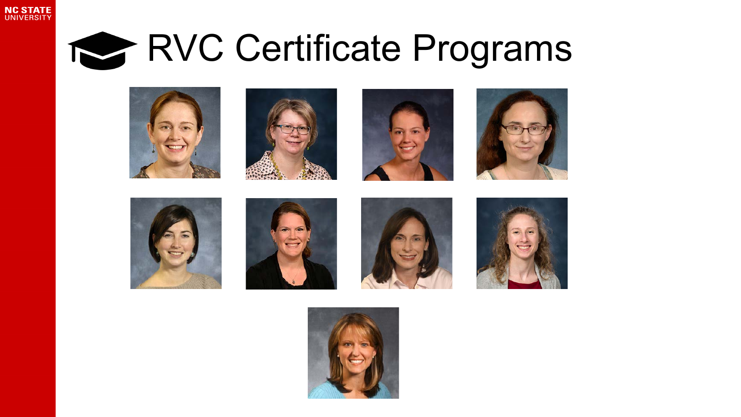# RVC Certificate Programs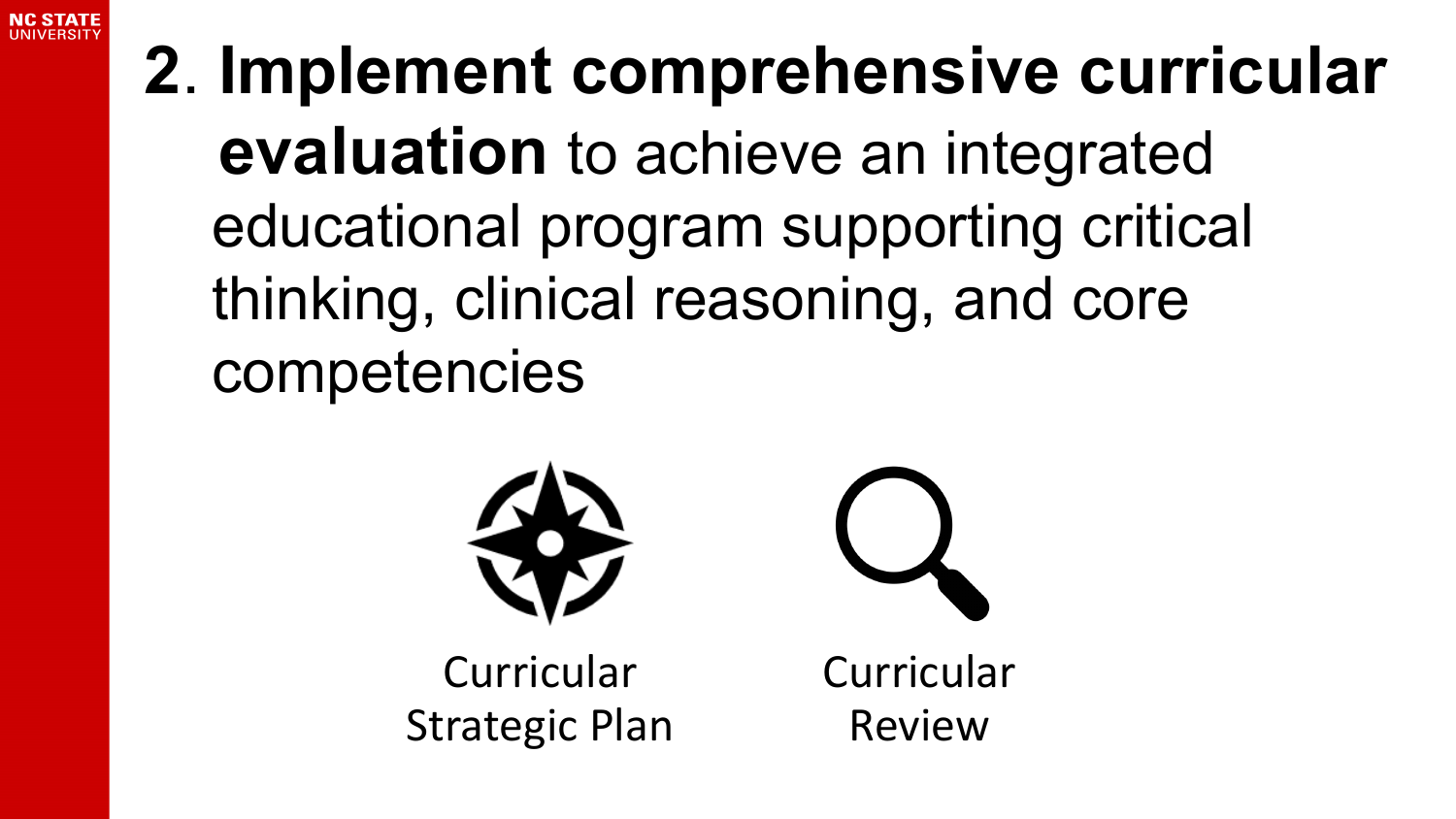# 2. **Implement comprehensive curricular evaluation** to achieve an integrated educational program supporting critical thinking, clinical reasoning, and core competencies

Curricular Strategic Plan

Curricular Review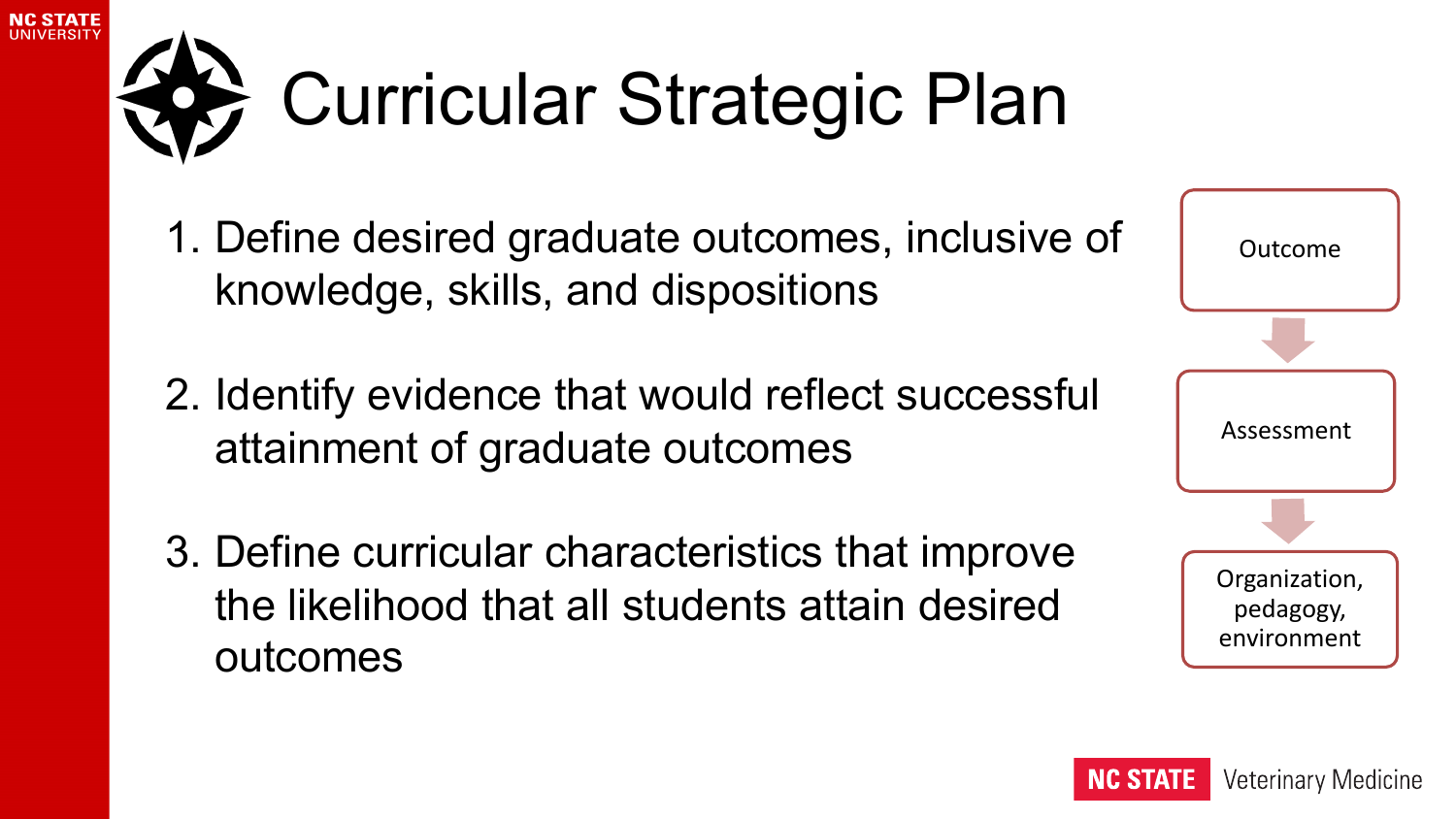# Curricular Strategic Plan

1. Define desired graduate outcomes, inclusive of knowledge, skills, and dispositions
2. Identify evidence that would reflect successful attainment of graduate outcomes
3. Define curricular characteristics that improve the likelihood that all students attain desired outcomes

Outcome

↓

Assessment

↓

Organization, pedagogy, environment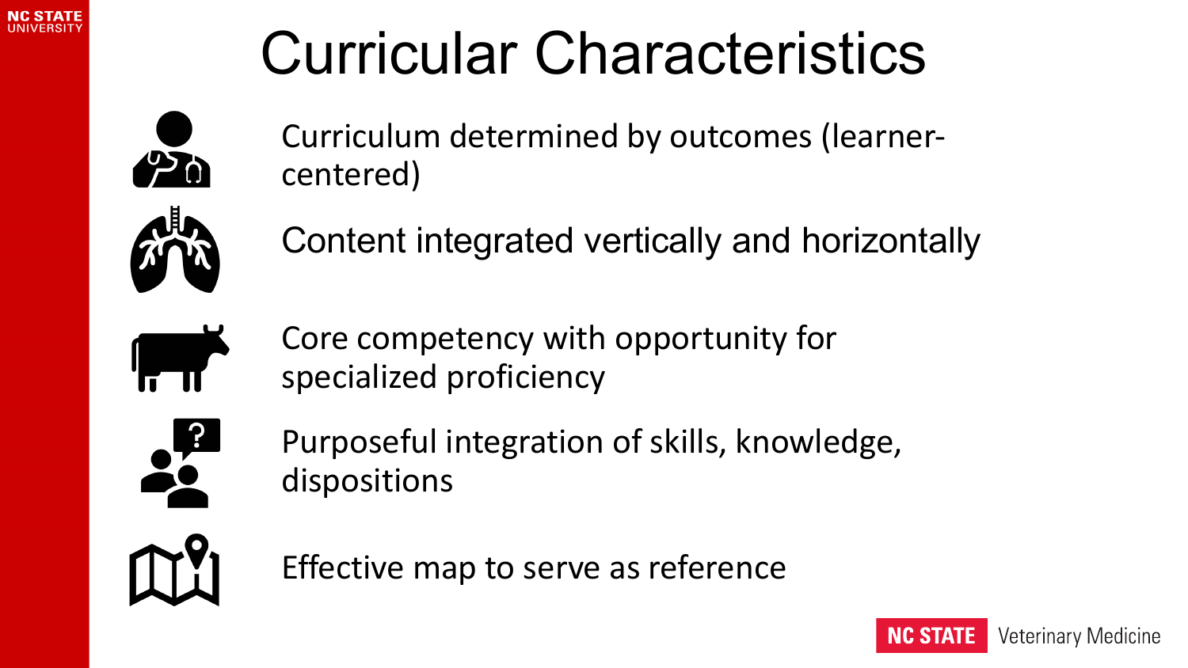# Curricular Characteristics

- Curriculum determined by outcomes (learner-centered)
- Content integrated vertically and horizontally
- Core competency with opportunity for specialized proficiency
- Purposeful integration of skills, knowledge, dispositions
- Effective map to serve as reference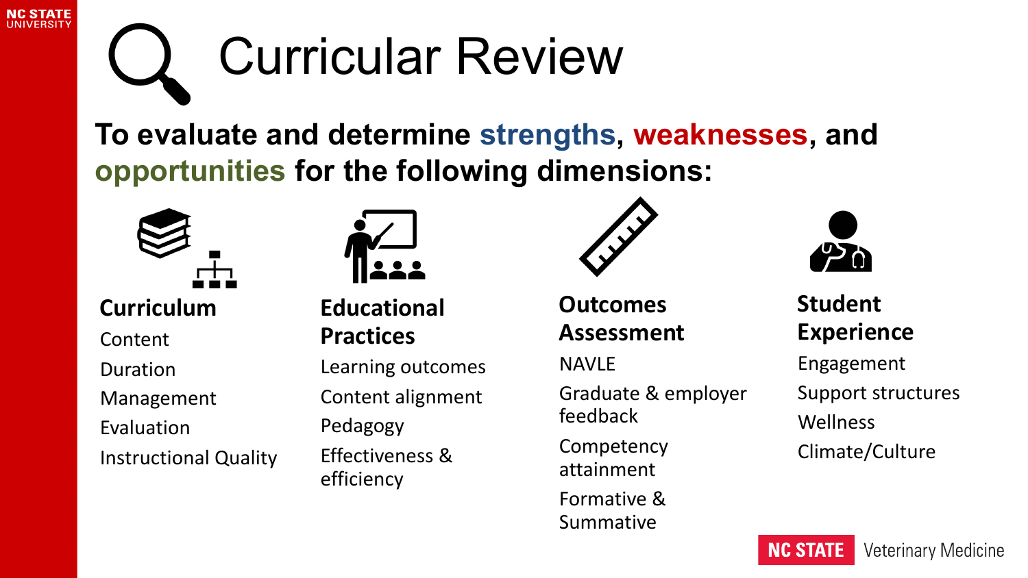# Curricular Review

**To evaluate and determine strengths, weaknesses, and opportunities for the following dimensions:**

### Curriculum

- Content
- Duration
- Management
- Evaluation
- Instructional Quality

### Educational Practices

- Learning outcomes
- Content alignment
- Pedagogy
- Effectiveness & efficiency

### Outcomes Assessment

- NAVLE
- Graduate & employer feedback
- Competency attainment
- Formative & Summative

### Student Experience

- Engagement
- Support structures
- Wellness
- Climate/Culture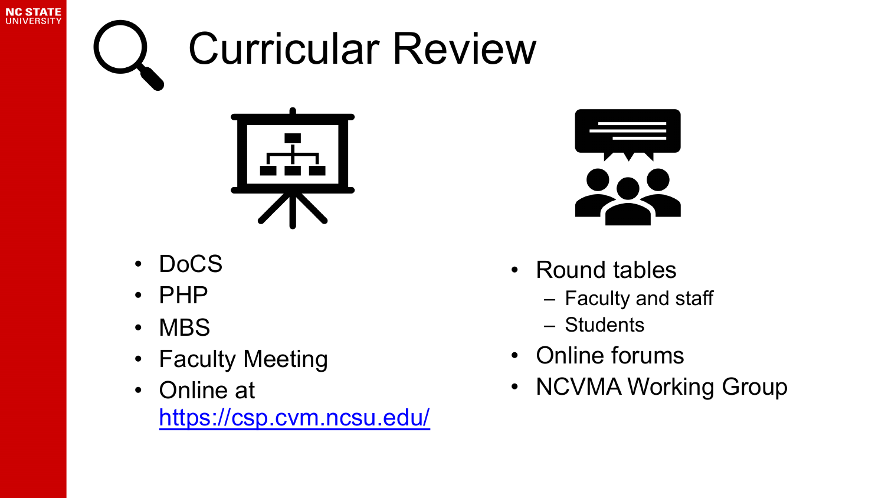# Curricular Review

- DoCS
- PHP
- MBS
- Faculty Meeting
- Online at https://csp.cvm.ncsu.edu/

- Round tables
  - Faculty and staff
  - Students
- Online forums
- NCVMA Working Group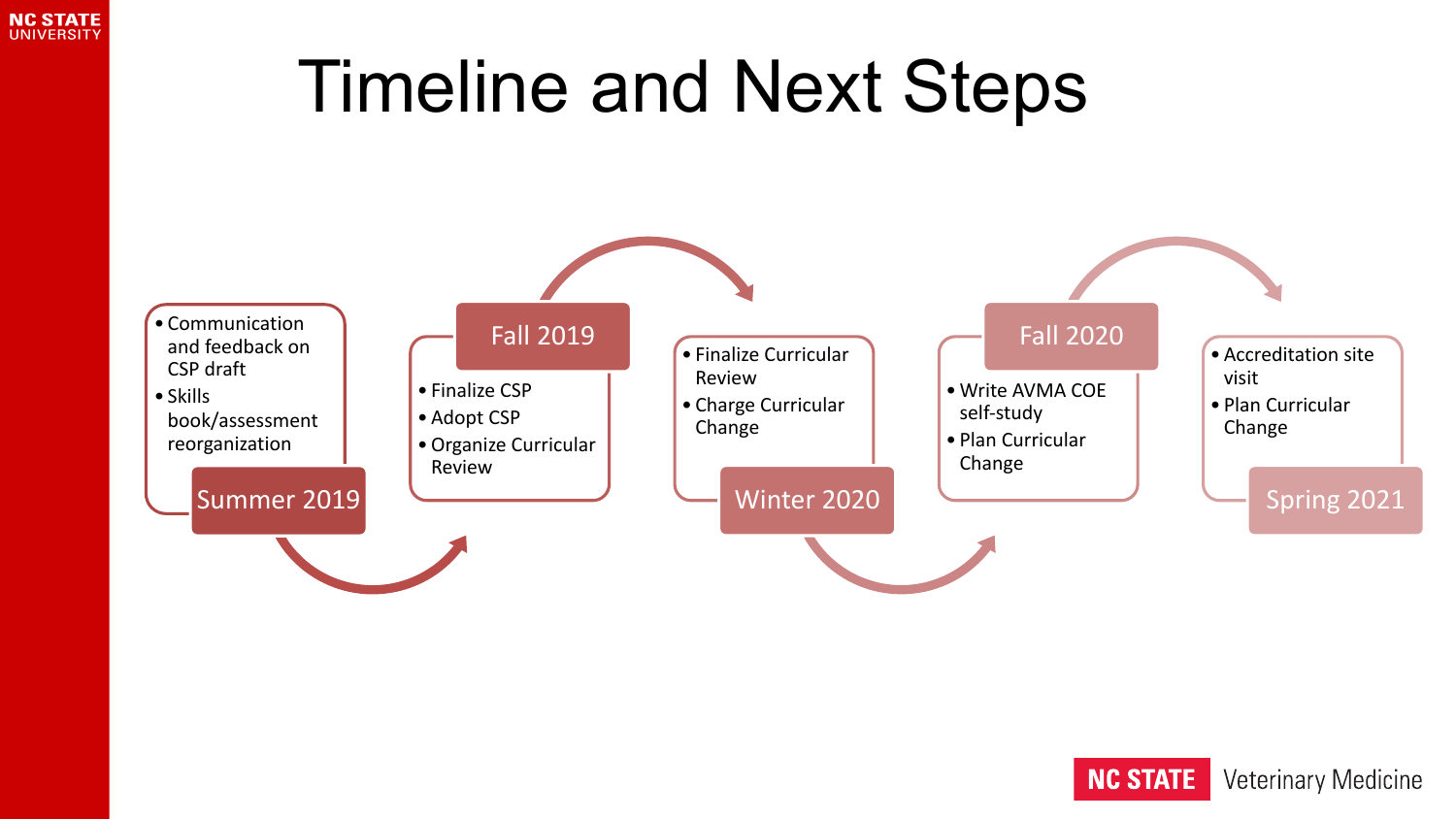# Timeline and Next Steps

## Summer 2019

- Communication and feedback on CSP draft
- Skills book/assessment reorganization

## Fall 2019

- Finalize CSP
- Adopt CSP
- Organize Curricular Review

## Winter 2020

- Finalize Curricular Review
- Charge Curricular Change

## Fall 2020

- Write AVMA COE self-study
- Plan Curricular Change

## Spring 2021

- Accreditation site visit
- Plan Curricular Change

NC STATE Veterinary Medicine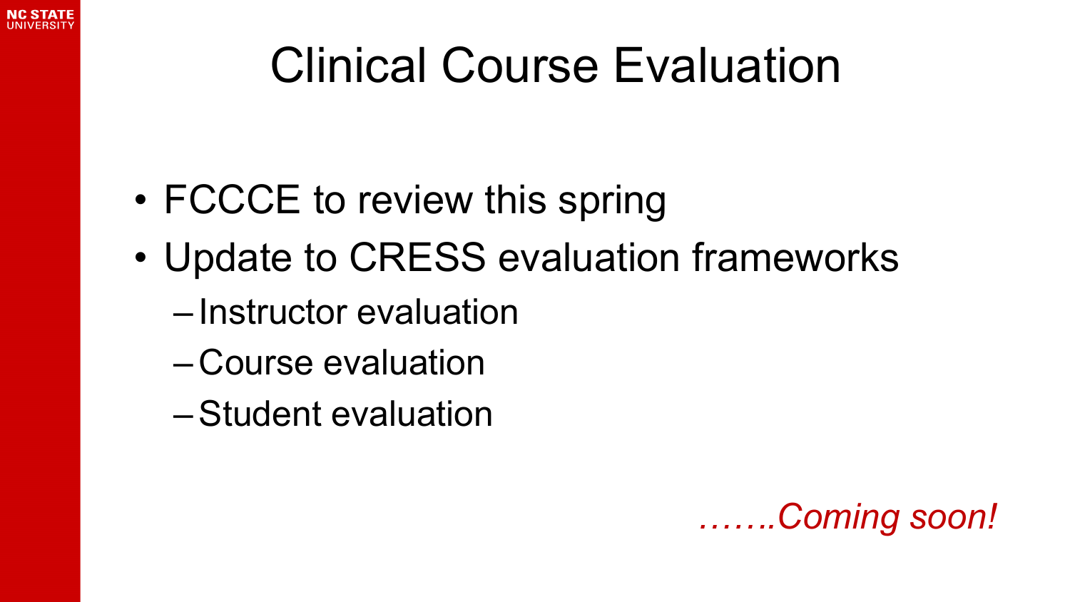# Clinical Course Evaluation

- FCCCE to review this spring
- Update to CRESS evaluation frameworks
  - Instructor evaluation
  - Course evaluation
  - Student evaluation

*…….Coming soon!*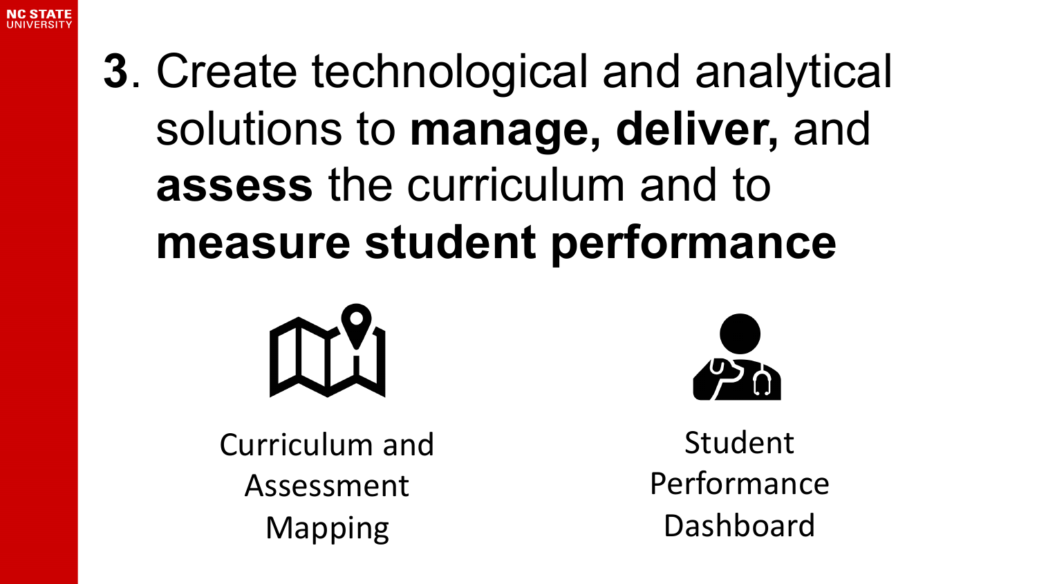# 3. Create technological and analytical solutions to **manage, deliver,** and **assess** the curriculum and to **measure student performance**

Curriculum and Assessment Mapping

Student Performance Dashboard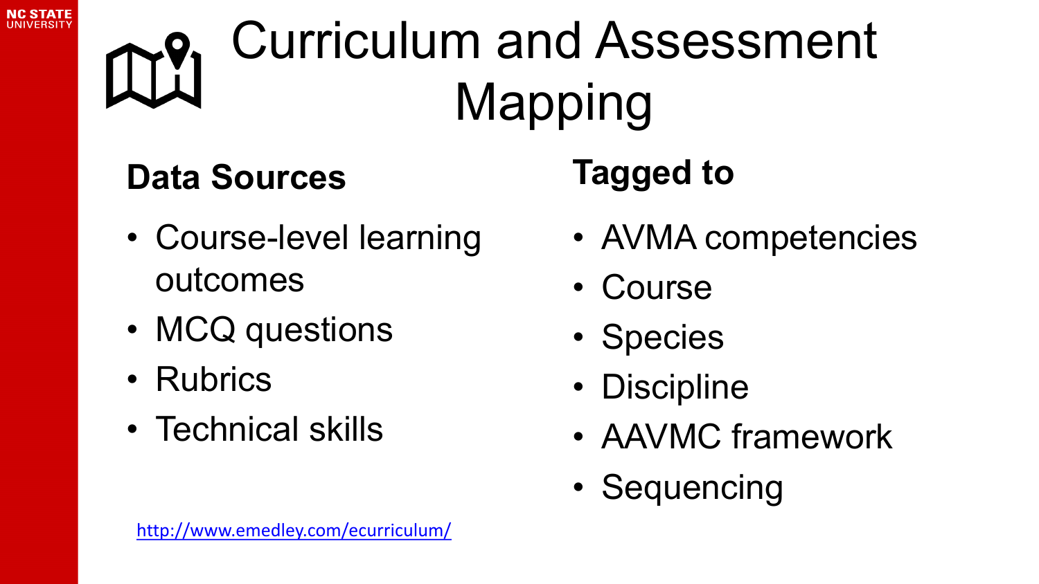# Curriculum and Assessment Mapping

**Data Sources**

- Course-level learning outcomes
- MCQ questions
- Rubrics
- Technical skills

**Tagged to**

- AVMA competencies
- Course
- Species
- Discipline
- AAVMC framework
- Sequencing

http://www.emedley.com/ecurriculum/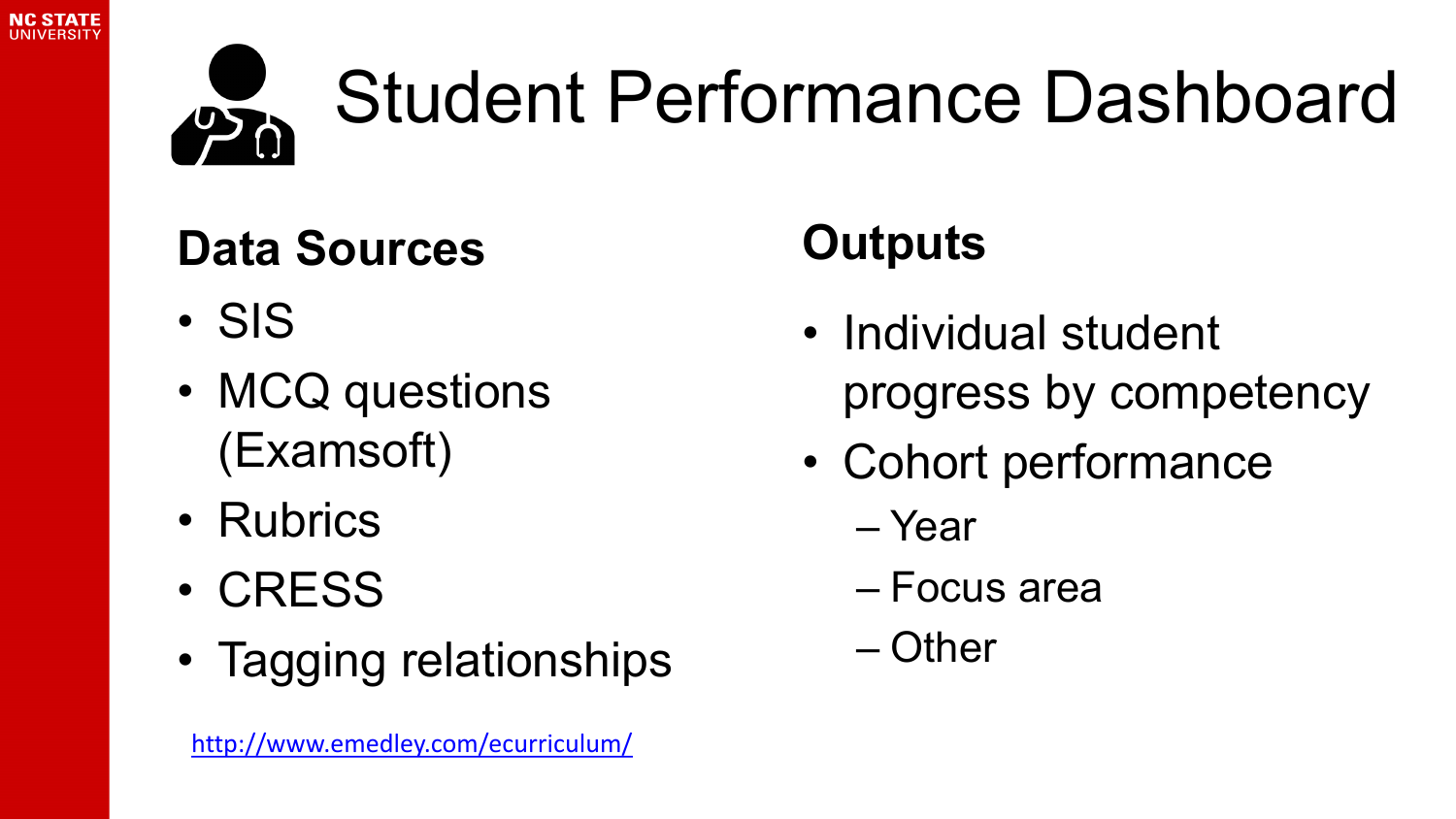# Student Performance Dashboard

## Data Sources

- SIS
- MCQ questions (Examsoft)
- Rubrics
- CRESS
- Tagging relationships

http://www.emedley.com/ecurriculum/

## Outputs

- Individual student progress by competency
- Cohort performance
  - Year
  - Focus area
  - Other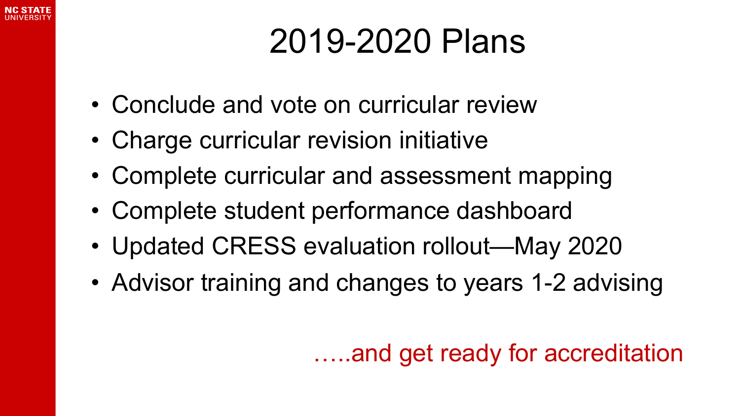# 2019-2020 Plans

- Conclude and vote on curricular review
- Charge curricular revision initiative
- Complete curricular and assessment mapping
- Complete student performance dashboard
- Updated CRESS evaluation rollout—May 2020
- Advisor training and changes to years 1-2 advising

…..and get ready for accreditation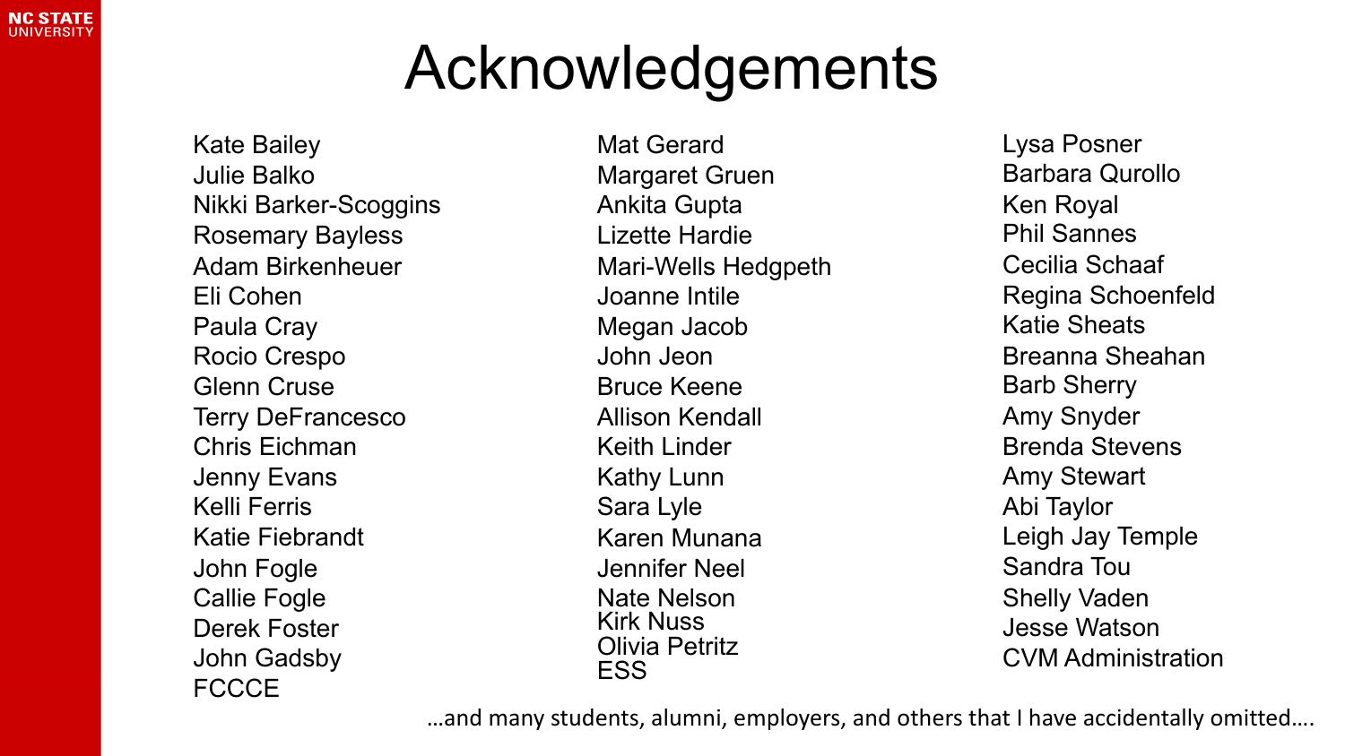# Acknowledgements

Kate Bailey
Julie Balko
Nikki Barker-Scoggins
Rosemary Bayless
Adam Birkenheuer
Eli Cohen
Paula Cray
Rocio Crespo
Glenn Cruse
Terry DeFrancesco
Chris Eichman
Jenny Evans
Kelli Ferris
Katie Fiebrandt
John Fogle
Callie Fogle
Derek Foster
John Gadsby
FCCCE

Mat Gerard
Margaret Gruen
Ankita Gupta
Lizette Hardie
Mari-Wells Hedgpeth
Joanne Intile
Megan Jacob
John Jeon
Bruce Keene
Allison Kendall
Keith Linder
Kathy Lunn
Sara Lyle
Karen Munana
Jennifer Neel
Nate Nelson
Kirk Nuss
Olivia Petritz
ESS

Lysa Posner
Barbara Qurollo
Ken Royal
Phil Sannes
Cecilia Schaaf
Regina Schoenfeld
Katie Sheats
Breanna Sheahan
Barb Sherry
Amy Snyder
Brenda Stevens
Amy Stewart
Abi Taylor
Leigh Jay Temple
Sandra Tou
Shelly Vaden
Jesse Watson
CVM Administration

…and many students, alumni, employers, and others that I have accidentally omitted….